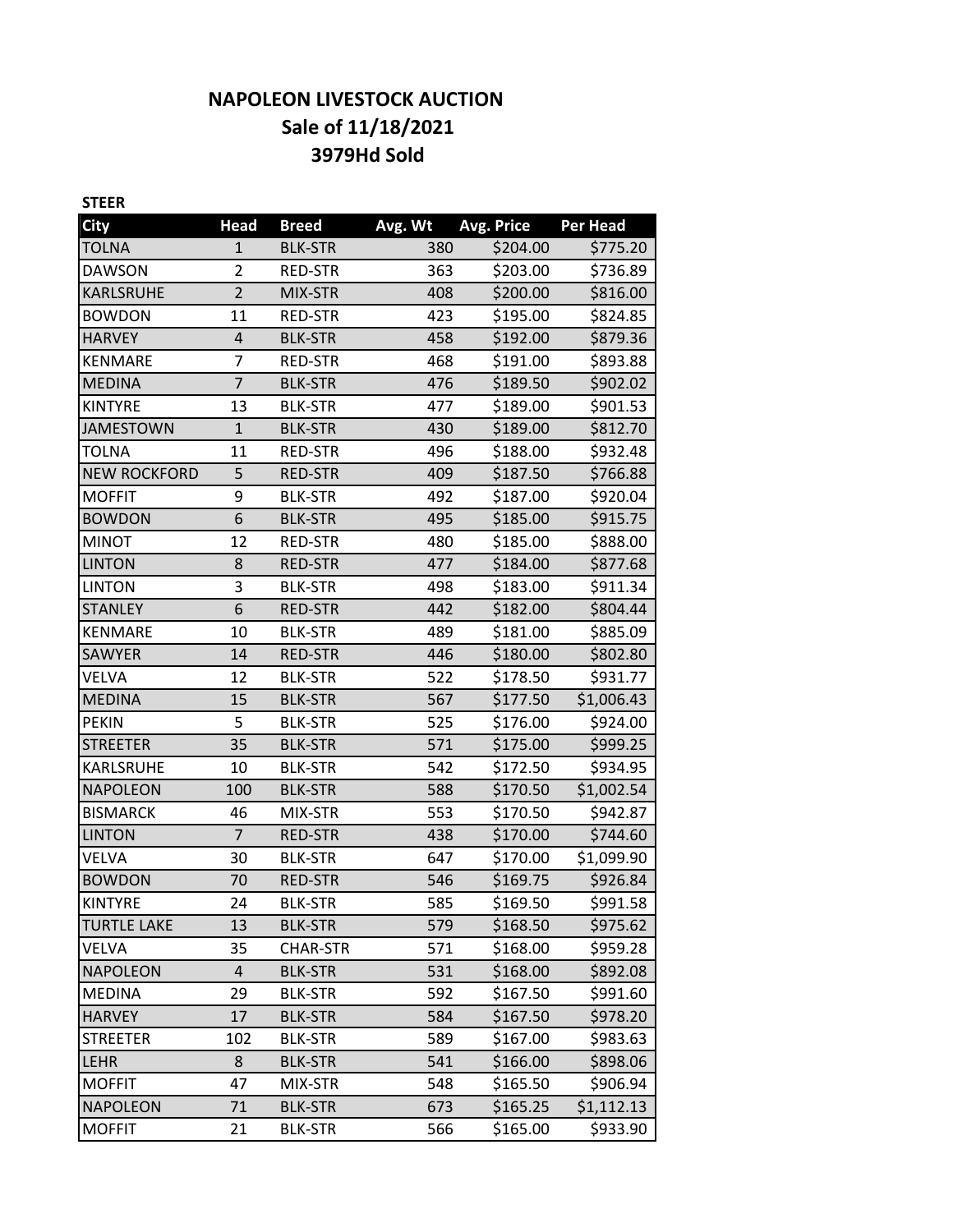# NAPOLEON LIVESTOCK AUCTION
## Sale of 11/18/2021
## 3979Hd Sold

**STEER**

| City | Head | Breed | Avg. Wt | Avg. Price | Per Head |
|---|---|---|---|---|---|
| TOLNA | 1 | BLK-STR | 380 | $204.00 | $775.20 |
| DAWSON | 2 | RED-STR | 363 | $203.00 | $736.89 |
| KARLSRUHE | 2 | MIX-STR | 408 | $200.00 | $816.00 |
| BOWDON | 11 | RED-STR | 423 | $195.00 | $824.85 |
| HARVEY | 4 | BLK-STR | 458 | $192.00 | $879.36 |
| KENMARE | 7 | RED-STR | 468 | $191.00 | $893.88 |
| MEDINA | 7 | BLK-STR | 476 | $189.50 | $902.02 |
| KINTYRE | 13 | BLK-STR | 477 | $189.00 | $901.53 |
| JAMESTOWN | 1 | BLK-STR | 430 | $189.00 | $812.70 |
| TOLNA | 11 | RED-STR | 496 | $188.00 | $932.48 |
| NEW ROCKFORD | 5 | RED-STR | 409 | $187.50 | $766.88 |
| MOFFIT | 9 | BLK-STR | 492 | $187.00 | $920.04 |
| BOWDON | 6 | BLK-STR | 495 | $185.00 | $915.75 |
| MINOT | 12 | RED-STR | 480 | $185.00 | $888.00 |
| LINTON | 8 | RED-STR | 477 | $184.00 | $877.68 |
| LINTON | 3 | BLK-STR | 498 | $183.00 | $911.34 |
| STANLEY | 6 | RED-STR | 442 | $182.00 | $804.44 |
| KENMARE | 10 | BLK-STR | 489 | $181.00 | $885.09 |
| SAWYER | 14 | RED-STR | 446 | $180.00 | $802.80 |
| VELVA | 12 | BLK-STR | 522 | $178.50 | $931.77 |
| MEDINA | 15 | BLK-STR | 567 | $177.50 | $1,006.43 |
| PEKIN | 5 | BLK-STR | 525 | $176.00 | $924.00 |
| STREETER | 35 | BLK-STR | 571 | $175.00 | $999.25 |
| KARLSRUHE | 10 | BLK-STR | 542 | $172.50 | $934.95 |
| NAPOLEON | 100 | BLK-STR | 588 | $170.50 | $1,002.54 |
| BISMARCK | 46 | MIX-STR | 553 | $170.50 | $942.87 |
| LINTON | 7 | RED-STR | 438 | $170.00 | $744.60 |
| VELVA | 30 | BLK-STR | 647 | $170.00 | $1,099.90 |
| BOWDON | 70 | RED-STR | 546 | $169.75 | $926.84 |
| KINTYRE | 24 | BLK-STR | 585 | $169.50 | $991.58 |
| TURTLE LAKE | 13 | BLK-STR | 579 | $168.50 | $975.62 |
| VELVA | 35 | CHAR-STR | 571 | $168.00 | $959.28 |
| NAPOLEON | 4 | BLK-STR | 531 | $168.00 | $892.08 |
| MEDINA | 29 | BLK-STR | 592 | $167.50 | $991.60 |
| HARVEY | 17 | BLK-STR | 584 | $167.50 | $978.20 |
| STREETER | 102 | BLK-STR | 589 | $167.00 | $983.63 |
| LEHR | 8 | BLK-STR | 541 | $166.00 | $898.06 |
| MOFFIT | 47 | MIX-STR | 548 | $165.50 | $906.94 |
| NAPOLEON | 71 | BLK-STR | 673 | $165.25 | $1,112.13 |
| MOFFIT | 21 | BLK-STR | 566 | $165.00 | $933.90 |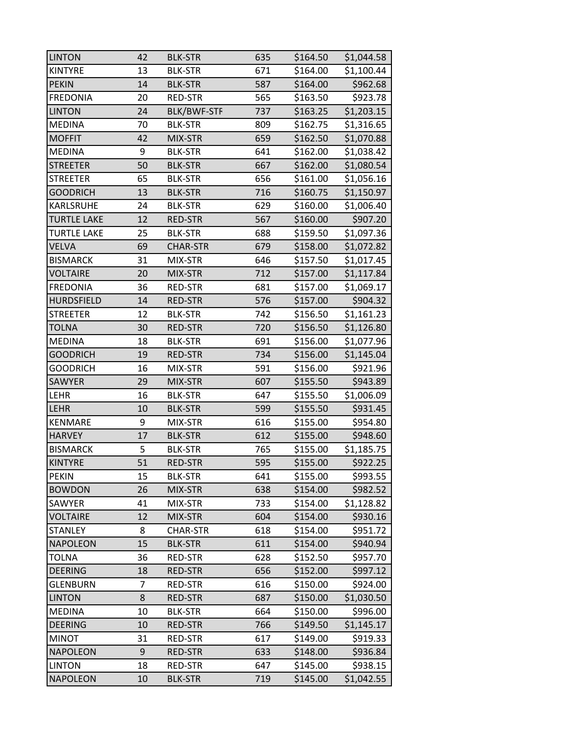| | | | | | |
|---|---|---|---|---|---|
| LINTON | 42 | BLK-STR | 635 | $164.50 | $1,044.58 |
| KINTYRE | 13 | BLK-STR | 671 | $164.00 | $1,100.44 |
| PEKIN | 14 | BLK-STR | 587 | $164.00 | $962.68 |
| FREDONIA | 20 | RED-STR | 565 | $163.50 | $923.78 |
| LINTON | 24 | BLK/BWF-STF | 737 | $163.25 | $1,203.15 |
| MEDINA | 70 | BLK-STR | 809 | $162.75 | $1,316.65 |
| MOFFIT | 42 | MIX-STR | 659 | $162.50 | $1,070.88 |
| MEDINA | 9 | BLK-STR | 641 | $162.00 | $1,038.42 |
| STREETER | 50 | BLK-STR | 667 | $162.00 | $1,080.54 |
| STREETER | 65 | BLK-STR | 656 | $161.00 | $1,056.16 |
| GOODRICH | 13 | BLK-STR | 716 | $160.75 | $1,150.97 |
| KARLSRUHE | 24 | BLK-STR | 629 | $160.00 | $1,006.40 |
| TURTLE LAKE | 12 | RED-STR | 567 | $160.00 | $907.20 |
| TURTLE LAKE | 25 | BLK-STR | 688 | $159.50 | $1,097.36 |
| VELVA | 69 | CHAR-STR | 679 | $158.00 | $1,072.82 |
| BISMARCK | 31 | MIX-STR | 646 | $157.50 | $1,017.45 |
| VOLTAIRE | 20 | MIX-STR | 712 | $157.00 | $1,117.84 |
| FREDONIA | 36 | RED-STR | 681 | $157.00 | $1,069.17 |
| HURDSFIELD | 14 | RED-STR | 576 | $157.00 | $904.32 |
| STREETER | 12 | BLK-STR | 742 | $156.50 | $1,161.23 |
| TOLNA | 30 | RED-STR | 720 | $156.50 | $1,126.80 |
| MEDINA | 18 | BLK-STR | 691 | $156.00 | $1,077.96 |
| GOODRICH | 19 | RED-STR | 734 | $156.00 | $1,145.04 |
| GOODRICH | 16 | MIX-STR | 591 | $156.00 | $921.96 |
| SAWYER | 29 | MIX-STR | 607 | $155.50 | $943.89 |
| LEHR | 16 | BLK-STR | 647 | $155.50 | $1,006.09 |
| LEHR | 10 | BLK-STR | 599 | $155.50 | $931.45 |
| KENMARE | 9 | MIX-STR | 616 | $155.00 | $954.80 |
| HARVEY | 17 | BLK-STR | 612 | $155.00 | $948.60 |
| BISMARCK | 5 | BLK-STR | 765 | $155.00 | $1,185.75 |
| KINTYRE | 51 | RED-STR | 595 | $155.00 | $922.25 |
| PEKIN | 15 | BLK-STR | 641 | $155.00 | $993.55 |
| BOWDON | 26 | MIX-STR | 638 | $154.00 | $982.52 |
| SAWYER | 41 | MIX-STR | 733 | $154.00 | $1,128.82 |
| VOLTAIRE | 12 | MIX-STR | 604 | $154.00 | $930.16 |
| STANLEY | 8 | CHAR-STR | 618 | $154.00 | $951.72 |
| NAPOLEON | 15 | BLK-STR | 611 | $154.00 | $940.94 |
| TOLNA | 36 | RED-STR | 628 | $152.50 | $957.70 |
| DEERING | 18 | RED-STR | 656 | $152.00 | $997.12 |
| GLENBURN | 7 | RED-STR | 616 | $150.00 | $924.00 |
| LINTON | 8 | RED-STR | 687 | $150.00 | $1,030.50 |
| MEDINA | 10 | BLK-STR | 664 | $150.00 | $996.00 |
| DEERING | 10 | RED-STR | 766 | $149.50 | $1,145.17 |
| MINOT | 31 | RED-STR | 617 | $149.00 | $919.33 |
| NAPOLEON | 9 | RED-STR | 633 | $148.00 | $936.84 |
| LINTON | 18 | RED-STR | 647 | $145.00 | $938.15 |
| NAPOLEON | 10 | BLK-STR | 719 | $145.00 | $1,042.55 |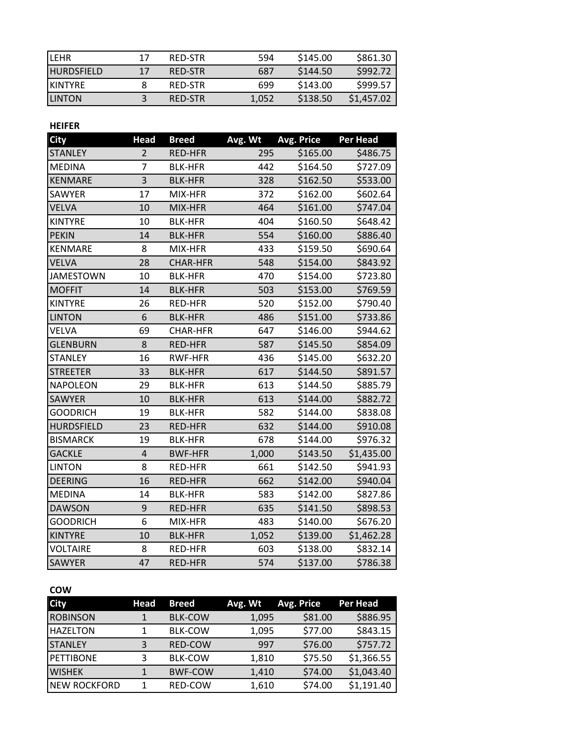| City | Head | Breed | Avg. Wt | Avg. Price | Per Head |
|---|---|---|---|---|---|
| LEHR | 17 | RED-STR | 594 | $145.00 | $861.30 |
| HURDSFIELD | 17 | RED-STR | 687 | $144.50 | $992.72 |
| KINTYRE | 8 | RED-STR | 699 | $143.00 | $999.57 |
| LINTON | 3 | RED-STR | 1,052 | $138.50 | $1,457.02 |

**HEIFER**

| City | Head | Breed | Avg. Wt | Avg. Price | Per Head |
|---|---|---|---|---|---|
| STANLEY | 2 | RED-HFR | 295 | $165.00 | $486.75 |
| MEDINA | 7 | BLK-HFR | 442 | $164.50 | $727.09 |
| KENMARE | 3 | BLK-HFR | 328 | $162.50 | $533.00 |
| SAWYER | 17 | MIX-HFR | 372 | $162.00 | $602.64 |
| VELVA | 10 | MIX-HFR | 464 | $161.00 | $747.04 |
| KINTYRE | 10 | BLK-HFR | 404 | $160.50 | $648.42 |
| PEKIN | 14 | BLK-HFR | 554 | $160.00 | $886.40 |
| KENMARE | 8 | MIX-HFR | 433 | $159.50 | $690.64 |
| VELVA | 28 | CHAR-HFR | 548 | $154.00 | $843.92 |
| JAMESTOWN | 10 | BLK-HFR | 470 | $154.00 | $723.80 |
| MOFFIT | 14 | BLK-HFR | 503 | $153.00 | $769.59 |
| KINTYRE | 26 | RED-HFR | 520 | $152.00 | $790.40 |
| LINTON | 6 | BLK-HFR | 486 | $151.00 | $733.86 |
| VELVA | 69 | CHAR-HFR | 647 | $146.00 | $944.62 |
| GLENBURN | 8 | RED-HFR | 587 | $145.50 | $854.09 |
| STANLEY | 16 | RWF-HFR | 436 | $145.00 | $632.20 |
| STREETER | 33 | BLK-HFR | 617 | $144.50 | $891.57 |
| NAPOLEON | 29 | BLK-HFR | 613 | $144.50 | $885.79 |
| SAWYER | 10 | BLK-HFR | 613 | $144.00 | $882.72 |
| GOODRICH | 19 | BLK-HFR | 582 | $144.00 | $838.08 |
| HURDSFIELD | 23 | RED-HFR | 632 | $144.00 | $910.08 |
| BISMARCK | 19 | BLK-HFR | 678 | $144.00 | $976.32 |
| GACKLE | 4 | BWF-HFR | 1,000 | $143.50 | $1,435.00 |
| LINTON | 8 | RED-HFR | 661 | $142.50 | $941.93 |
| DEERING | 16 | RED-HFR | 662 | $142.00 | $940.04 |
| MEDINA | 14 | BLK-HFR | 583 | $142.00 | $827.86 |
| DAWSON | 9 | RED-HFR | 635 | $141.50 | $898.53 |
| GOODRICH | 6 | MIX-HFR | 483 | $140.00 | $676.20 |
| KINTYRE | 10 | BLK-HFR | 1,052 | $139.00 | $1,462.28 |
| VOLTAIRE | 8 | RED-HFR | 603 | $138.00 | $832.14 |
| SAWYER | 47 | RED-HFR | 574 | $137.00 | $786.38 |

**COW**

| City | Head | Breed | Avg. Wt | Avg. Price | Per Head |
|---|---|---|---|---|---|
| ROBINSON | 1 | BLK-COW | 1,095 | $81.00 | $886.95 |
| HAZELTON | 1 | BLK-COW | 1,095 | $77.00 | $843.15 |
| STANLEY | 3 | RED-COW | 997 | $76.00 | $757.72 |
| PETTIBONE | 3 | BLK-COW | 1,810 | $75.50 | $1,366.55 |
| WISHEK | 1 | BWF-COW | 1,410 | $74.00 | $1,043.40 |
| NEW ROCKFORD | 1 | RED-COW | 1,610 | $74.00 | $1,191.40 |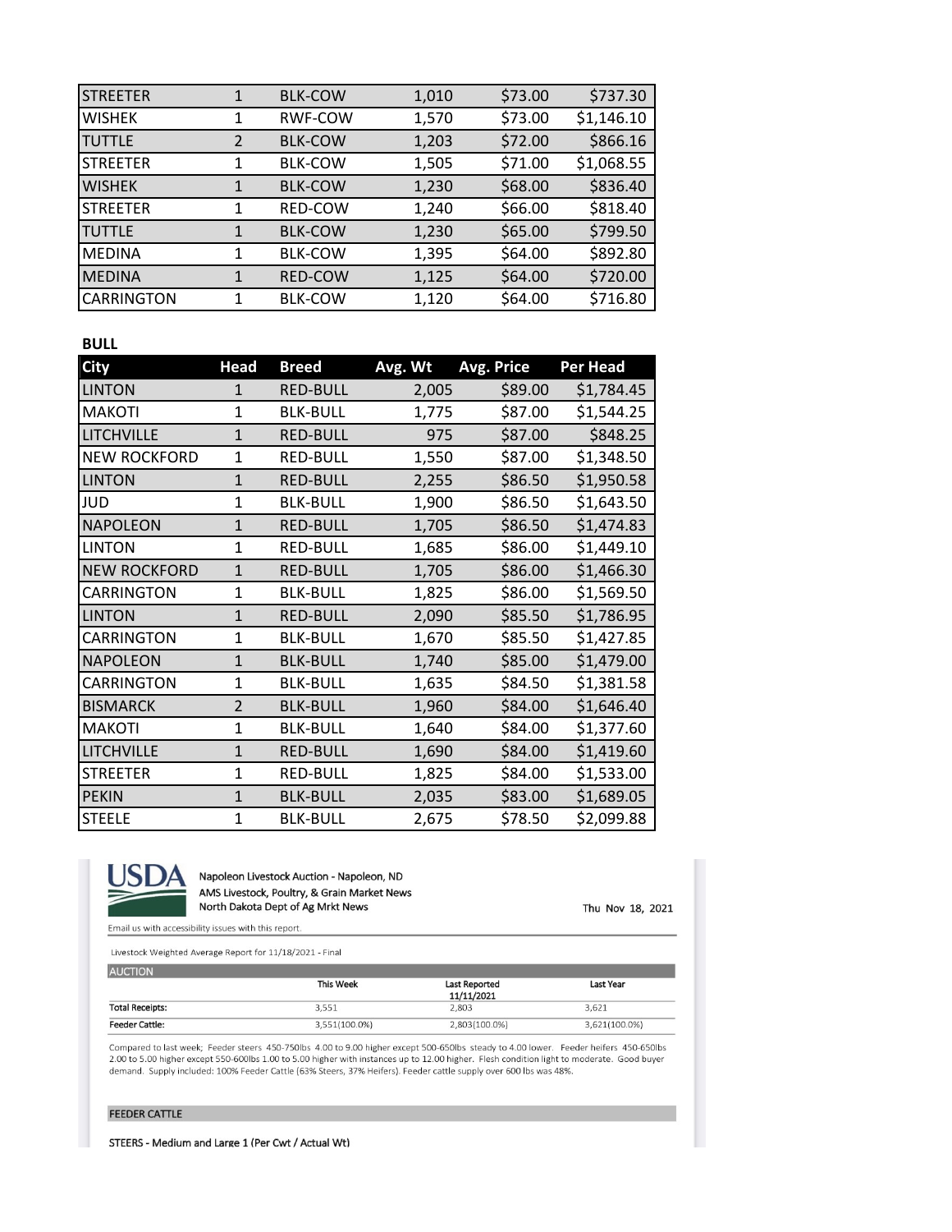| | | | | | |
|---|---|---|---|---|---|
| STREETER | 1 | BLK-COW | 1,010 | $73.00 | $737.30 |
| WISHEK | 1 | RWF-COW | 1,570 | $73.00 | $1,146.10 |
| TUTTLE | 2 | BLK-COW | 1,203 | $72.00 | $866.16 |
| STREETER | 1 | BLK-COW | 1,505 | $71.00 | $1,068.55 |
| WISHEK | 1 | BLK-COW | 1,230 | $68.00 | $836.40 |
| STREETER | 1 | RED-COW | 1,240 | $66.00 | $818.40 |
| TUTTLE | 1 | BLK-COW | 1,230 | $65.00 | $799.50 |
| MEDINA | 1 | BLK-COW | 1,395 | $64.00 | $892.80 |
| MEDINA | 1 | RED-COW | 1,125 | $64.00 | $720.00 |
| CARRINGTON | 1 | BLK-COW | 1,120 | $64.00 | $716.80 |

**BULL**

| City | Head | Breed | Avg. Wt | Avg. Price | Per Head |
|---|---|---|---|---|---|
| LINTON | 1 | RED-BULL | 2,005 | $89.00 | $1,784.45 |
| MAKOTI | 1 | BLK-BULL | 1,775 | $87.00 | $1,544.25 |
| LITCHVILLE | 1 | RED-BULL | 975 | $87.00 | $848.25 |
| NEW ROCKFORD | 1 | RED-BULL | 1,550 | $87.00 | $1,348.50 |
| LINTON | 1 | RED-BULL | 2,255 | $86.50 | $1,950.58 |
| JUD | 1 | BLK-BULL | 1,900 | $86.50 | $1,643.50 |
| NAPOLEON | 1 | RED-BULL | 1,705 | $86.50 | $1,474.83 |
| LINTON | 1 | RED-BULL | 1,685 | $86.00 | $1,449.10 |
| NEW ROCKFORD | 1 | RED-BULL | 1,705 | $86.00 | $1,466.30 |
| CARRINGTON | 1 | BLK-BULL | 1,825 | $86.00 | $1,569.50 |
| LINTON | 1 | RED-BULL | 2,090 | $85.50 | $1,786.95 |
| CARRINGTON | 1 | BLK-BULL | 1,670 | $85.50 | $1,427.85 |
| NAPOLEON | 1 | BLK-BULL | 1,740 | $85.00 | $1,479.00 |
| CARRINGTON | 1 | BLK-BULL | 1,635 | $84.50 | $1,381.58 |
| BISMARCK | 2 | BLK-BULL | 1,960 | $84.00 | $1,646.40 |
| MAKOTI | 1 | BLK-BULL | 1,640 | $84.00 | $1,377.60 |
| LITCHVILLE | 1 | RED-BULL | 1,690 | $84.00 | $1,419.60 |
| STREETER | 1 | RED-BULL | 1,825 | $84.00 | $1,533.00 |
| PEKIN | 1 | BLK-BULL | 2,035 | $83.00 | $1,689.05 |
| STEELE | 1 | BLK-BULL | 2,675 | $78.50 | $2,099.88 |

USDA

Napoleon Livestock Auction - Napoleon, ND
AMS Livestock, Poultry, & Grain Market News
North Dakota Dept of Ag Mrkt News

Thu Nov 18, 2021

Email us with accessibility issues with this report.

Livestock Weighted Average Report for 11/18/2021 - Final

| AUCTION | This Week | Last Reported 11/11/2021 | Last Year |
|---|---|---|---|
| Total Receipts: | 3,551 | 2,803 | 3,621 |
| Feeder Cattle: | 3,551(100.0%) | 2,803(100.0%) | 3,621(100.0%) |

Compared to last week; Feeder steers 450-750lbs 4.00 to 9.00 higher except 500-650lbs steady to 4.00 lower. Feeder heifers 450-650lbs 2.00 to 5.00 higher except 550-600lbs 1.00 to 5.00 higher with instances up to 12.00 higher. Flesh condition light to moderate. Good buyer demand. Supply included: 100% Feeder Cattle (63% Steers, 37% Heifers). Feeder cattle supply over 600 lbs was 48%.

**FEEDER CATTLE**

STEERS - Medium and Large 1 (Per Cwt / Actual Wt)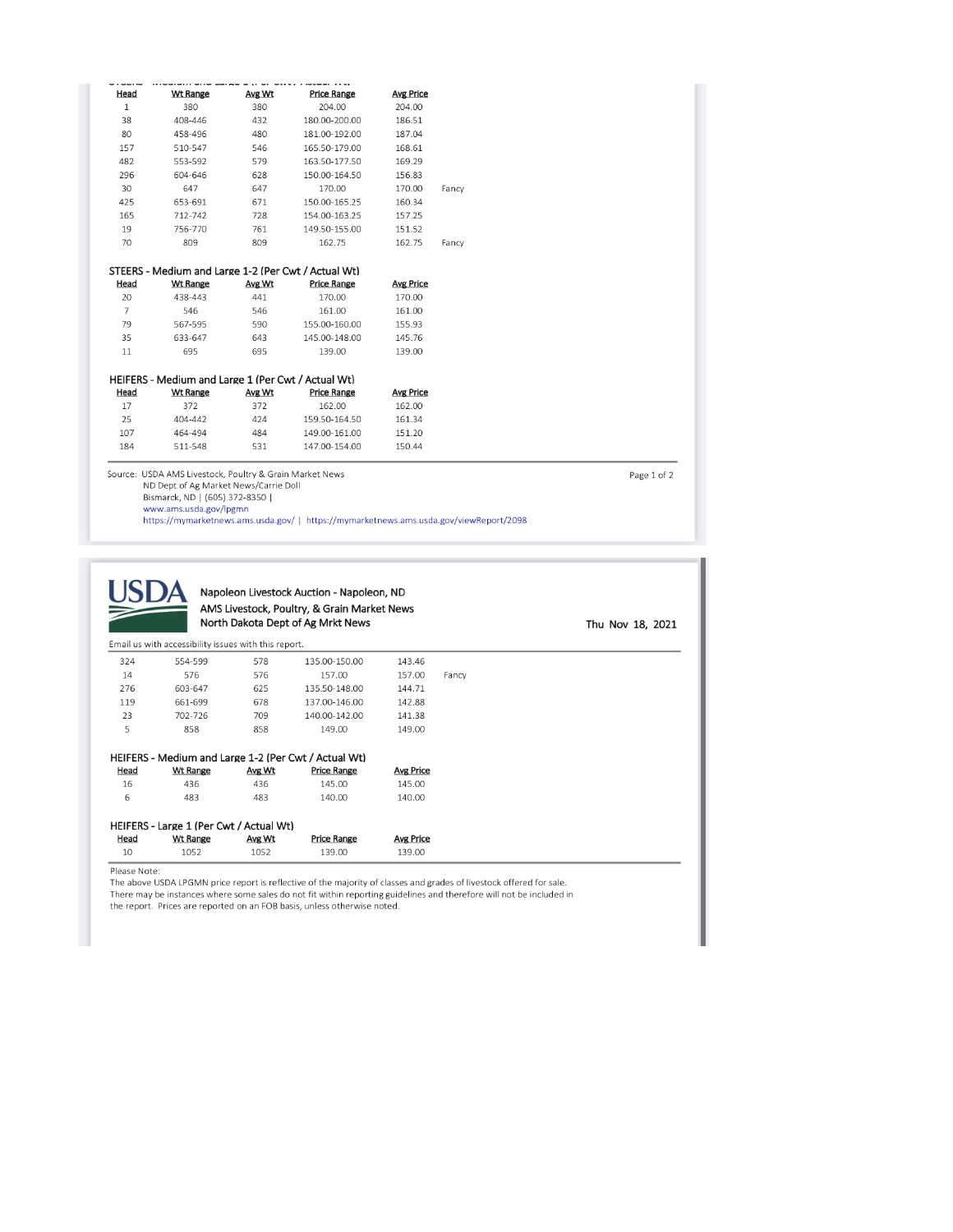| Head | Wt Range | Avg Wt | Price Range | Avg Price | |
|---|---|---|---|---|---|
| 1 | 380 | 380 | 204.00 | 204.00 | |
| 38 | 408-446 | 432 | 180.00-200.00 | 186.51 | |
| 80 | 458-496 | 480 | 181.00-192.00 | 187.04 | |
| 157 | 510-547 | 546 | 165.50-179.00 | 168.61 | |
| 482 | 553-592 | 579 | 163.50-177.50 | 169.29 | |
| 296 | 604-646 | 628 | 150.00-164.50 | 156.83 | |
| 30 | 647 | 647 | 170.00 | 170.00 | Fancy |
| 425 | 653-691 | 671 | 150.00-165.25 | 160.34 | |
| 165 | 712-742 | 728 | 154.00-163.25 | 157.25 | |
| 19 | 756-770 | 761 | 149.50-155.00 | 151.52 | |
| 70 | 809 | 809 | 162.75 | 162.75 | Fancy |

STEERS - Medium and Large 1-2 (Per Cwt / Actual Wt)

| Head | Wt Range | Avg Wt | Price Range | Avg Price |
|---|---|---|---|---|
| 20 | 438-443 | 441 | 170.00 | 170.00 |
| 7 | 546 | 546 | 161.00 | 161.00 |
| 79 | 567-595 | 590 | 155.00-160.00 | 155.93 |
| 35 | 633-647 | 643 | 145.00-148.00 | 145.76 |
| 11 | 695 | 695 | 139.00 | 139.00 |

HEIFERS - Medium and Large 1 (Per Cwt / Actual Wt)

| Head | Wt Range | Avg Wt | Price Range | Avg Price | |
|---|---|---|---|---|---|
| 17 | 372 | 372 | 162.00 | 162.00 | |
| 25 | 404-442 | 424 | 159.50-164.50 | 161.34 | |
| 107 | 464-494 | 484 | 149.00-161.00 | 151.20 | |
| 184 | 511-548 | 531 | 147.00-154.00 | 150.44 | |
| 324 | 554-599 | 578 | 135.00-150.00 | 143.46 | |
| 14 | 576 | 576 | 157.00 | 157.00 | Fancy |
| 276 | 603-647 | 625 | 135.50-148.00 | 144.71 | |
| 119 | 661-699 | 678 | 137.00-146.00 | 142.88 | |
| 23 | 702-726 | 709 | 140.00-142.00 | 141.38 | |
| 5 | 858 | 858 | 149.00 | 149.00 | |

Source: USDA AMS Livestock, Poultry & Grain Market News
ND Dept of Ag Market News/Carrie Doll
Bismarck, ND | (605) 372-8350 |
www.ams.usda.gov/lpgmn
https://mymarketnews.ams.usda.gov/ | https://mymarketnews.ams.usda.gov/viewReport/2098

USDA
Napoleon Livestock Auction - Napoleon, ND
AMS Livestock, Poultry, & Grain Market News
North Dakota Dept of Ag Mrkt News

Thu Nov 18, 2021

Email us with accessibility issues with this report.

HEIFERS - Medium and Large 1-2 (Per Cwt / Actual Wt)

| Head | Wt Range | Avg Wt | Price Range | Avg Price |
|---|---|---|---|---|
| 16 | 436 | 436 | 145.00 | 145.00 |
| 6 | 483 | 483 | 140.00 | 140.00 |

HEIFERS - Large 1 (Per Cwt / Actual Wt)

| Head | Wt Range | Avg Wt | Price Range | Avg Price |
|---|---|---|---|---|
| 10 | 1052 | 1052 | 139.00 | 139.00 |

Please Note:
The above USDA LPGMN price report is reflective of the majority of classes and grades of livestock offered for sale. There may be instances where some sales do not fit within reporting guidelines and therefore will not be included in the report. Prices are reported on an FOB basis, unless otherwise noted.